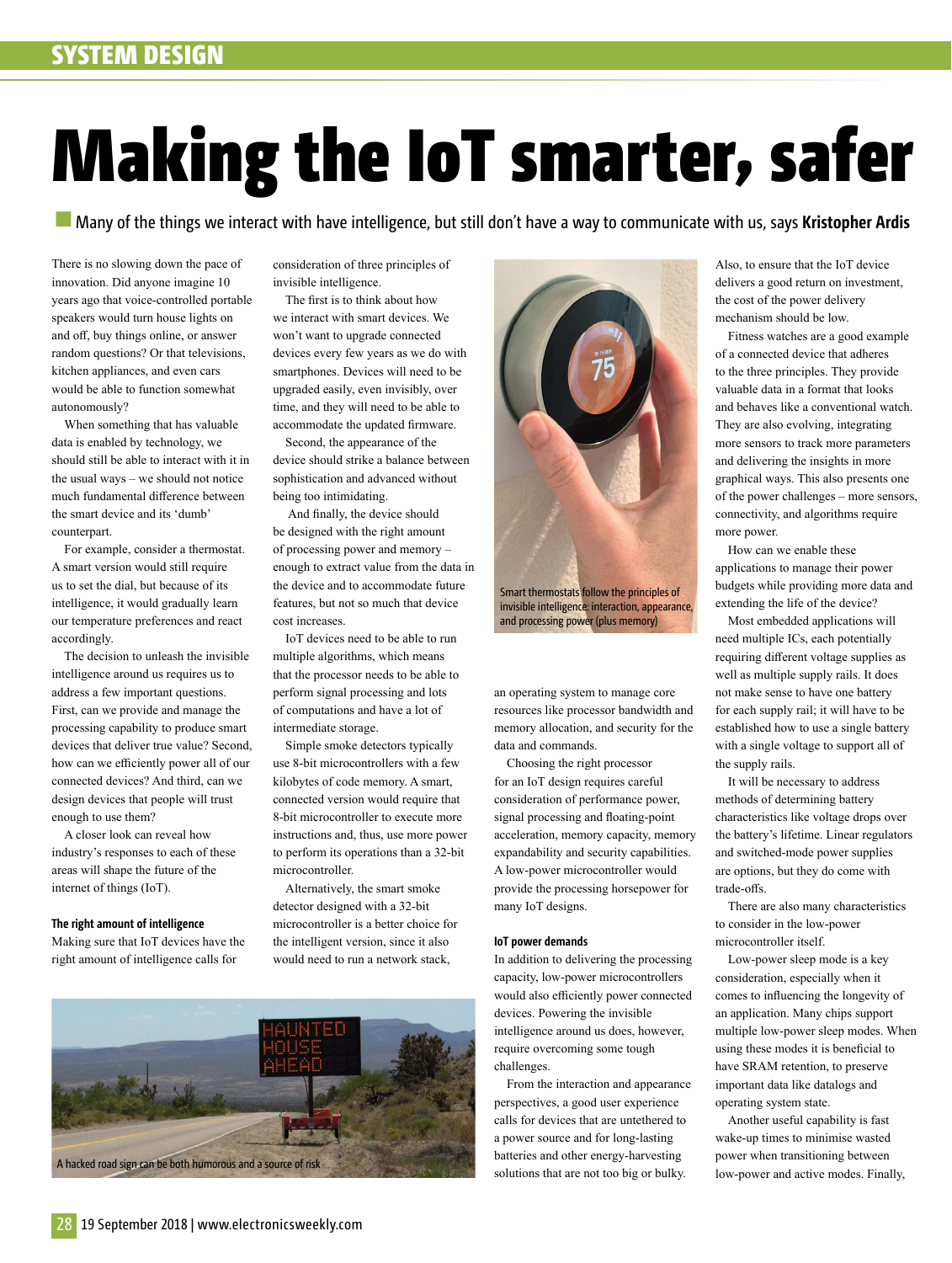# Making the IoT smarter, safer

Many of the things we interact with have intelligence, but still don't have a way to communicate with us, says **Kristopher Ardis**

There is no slowing down the pace of innovation. Did anyone imagine 10 years ago that voice-controlled portable speakers would turn house lights on and off, buy things online, or answer random questions? Or that televisions, kitchen appliances, and even cars would be able to function somewhat autonomously?

When something that has valuable data is enabled by technology, we should still be able to interact with it in the usual ways – we should not notice much fundamental difference between the smart device and its 'dumb' counterpart.

For example, consider a thermostat. A smart version would still require us to set the dial, but because of its intelligence, it would gradually learn our temperature preferences and react accordingly.

The decision to unleash the invisible intelligence around us requires us to address a few important questions. First, can we provide and manage the processing capability to produce smart devices that deliver true value? Second, how can we efficiently power all of our connected devices? And third, can we design devices that people will trust enough to use them?

A closer look can reveal how industry's responses to each of these areas will shape the future of the internet of things (IoT).

### The right amount of intelligence

Making sure that IoT devices have the right amount of intelligence calls for consideration of three principles of invisible intelligence.

The first is to think about how we interact with smart devices. We won't want to upgrade connected devices every few years as we do with smartphones. Devices will need to be upgraded easily, even invisibly, over time, and they will need to be able to accommodate the updated firmware.

Second, the appearance of the device should strike a balance between sophistication and advanced without being too intimidating.

And finally, the device should be designed with the right amount of processing power and memory – enough to extract value from the data in the device and to accommodate future features, but not so much that device cost increases.

IoT devices need to be able to run multiple algorithms, which means that the processor needs to be able to perform signal processing and lots of computations and have a lot of intermediate storage.

Simple smoke detectors typically use 8-bit microcontrollers with a few kilobytes of code memory. A smart, connected version would require that 8-bit microcontroller to execute more instructions and, thus, use more power to perform its operations than a 32-bit microcontroller.

Alternatively, the smart smoke detector designed with a 32-bit microcontroller is a better choice for the intelligent version, since it also would need to run a network stack, an operating system to manage core resources like processor bandwidth and memory allocation, and security for the data and commands.

A hacked road sign can be both humorous and a source of risk

Smart thermostats follow the principles of invisible intelligence: interaction, appearance, and processing power (plus memory)

Choosing the right processor for an IoT design requires careful consideration of performance power, signal processing and floating-point acceleration, memory capacity, memory expandability and security capabilities. A low-power microcontroller would provide the processing horsepower for many IoT designs.

### IoT power demands

In addition to delivering the processing capacity, low-power microcontrollers would also efficiently power connected devices. Powering the invisible intelligence around us does, however, require overcoming some tough challenges.

From the interaction and appearance perspectives, a good user experience calls for devices that are untethered to a power source and for long-lasting batteries and other energy-harvesting solutions that are not too big or bulky. Also, to ensure that the IoT device delivers a good return on investment, the cost of the power delivery mechanism should be low.

Fitness watches are a good example of a connected device that adheres to the three principles. They provide valuable data in a format that looks and behaves like a conventional watch. They are also evolving, integrating more sensors to track more parameters and delivering the insights in more graphical ways. This also presents one of the power challenges – more sensors, connectivity, and algorithms require more power.

How can we enable these applications to manage their power budgets while providing more data and extending the life of the device?

Most embedded applications will need multiple ICs, each potentially requiring different voltage supplies as well as multiple supply rails. It does not make sense to have one battery for each supply rail; it will have to be established how to use a single battery with a single voltage to support all of the supply rails.

It will be necessary to address methods of determining battery characteristics like voltage drops over the battery's lifetime. Linear regulators and switched-mode power supplies are options, but they do come with trade-offs.

There are also many characteristics to consider in the low-power microcontroller itself.

Low-power sleep mode is a key consideration, especially when it comes to influencing the longevity of an application. Many chips support multiple low-power sleep modes. When using these modes it is beneficial to have SRAM retention, to preserve important data like datalogs and operating system state.

Another useful capability is fast wake-up times to minimise wasted power when transitioning between low-power and active modes. Finally,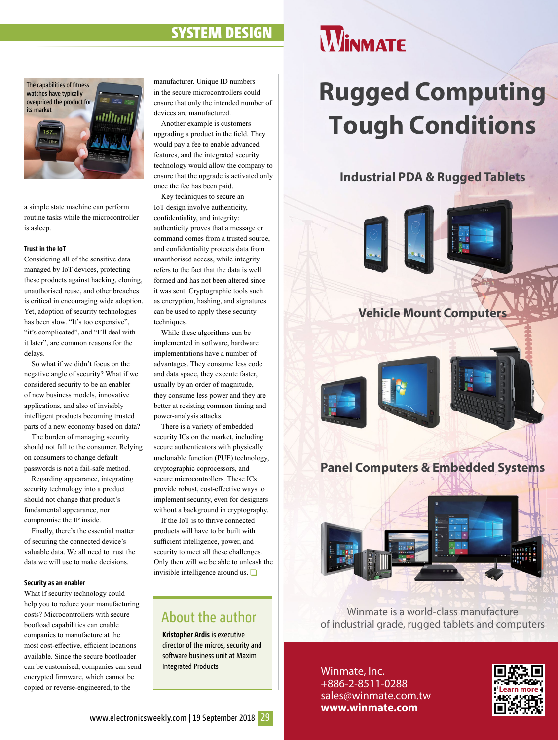The capabilities of fitness watches have typically overpriced the product for its market

a simple state machine can perform routine tasks while the microcontroller is asleep.

### Trust in the IoT

Considering all of the sensitive data managed by IoT devices, protecting these products against hacking, cloning, unauthorised reuse, and other breaches is critical in encouraging wide adoption. Yet, adoption of security technologies has been slow. "It's too expensive", "it's complicated", and "I'll deal with it later", are common reasons for the delays.

So what if we didn't focus on the negative angle of security? What if we considered security to be an enabler of new business models, innovative applications, and also of invisibly intelligent products becoming trusted parts of a new economy based on data?

The burden of managing security should not fall to the consumer. Relying on consumers to change default passwords is not a fail-safe method.

Regarding appearance, integrating security technology into a product should not change that product's fundamental appearance, nor compromise the IP inside.

Finally, there's the essential matter of securing the connected device's valuable data. We all need to trust the data we will use to make decisions.

### Security as an enabler

What if security technology could help you to reduce your manufacturing costs? Microcontrollers with secure bootload capabilities can enable companies to manufacture at the most cost-effective, efficient locations available. Since the secure bootloader can be customised, companies can send encrypted firmware, which cannot be copied or reverse-engineered, to the manufacturer. Unique ID numbers in the secure microcontrollers could ensure that only the intended number of devices are manufactured.

Another example is customers upgrading a product in the field. They would pay a fee to enable advanced features, and the integrated security technology would allow the company to ensure that the upgrade is activated only once the fee has been paid.

Key techniques to secure an IoT design involve authenticity, confidentiality, and integrity: authenticity proves that a message or command comes from a trusted source, and confidentiality protects data from unauthorised access, while integrity refers to the fact that the data is well formed and has not been altered since it was sent. Cryptographic tools such as encryption, hashing, and signatures can be used to apply these security techniques.

While these algorithms can be implemented in software, hardware implementations have a number of advantages. They consume less code and data space, they execute faster, usually by an order of magnitude, they consume less power and they are better at resisting common timing and power-analysis attacks.

There is a variety of embedded security ICs on the market, including secure authenticators with physically unclonable function (PUF) technology, cryptographic coprocessors, and secure microcontrollers. These ICs provide robust, cost-effective ways to implement security, even for designers without a background in cryptography.

If the IoT is to thrive connected products will have to be built with sufficient intelligence, power, and security to meet all these challenges. Only then will we be able to unleash the invisible intelligence around us. ❑

## About the author

**Kristopher Ardis** is executive director of the micros, security and software business unit at Maxim Integrated Products

---

# Winmate

# Rugged Computing Tough Conditions

**Industrial PDA & Rugged Tablets**

**Vehicle Mount Computers**

**Panel Computers & Embedded Systems**

Winmate is a world-class manufacture of industrial grade, rugged tablets and computers

Winmate, Inc.
+886-2-8511-0288
sales@winmate.com.tw
**www.winmate.com**

Learn more